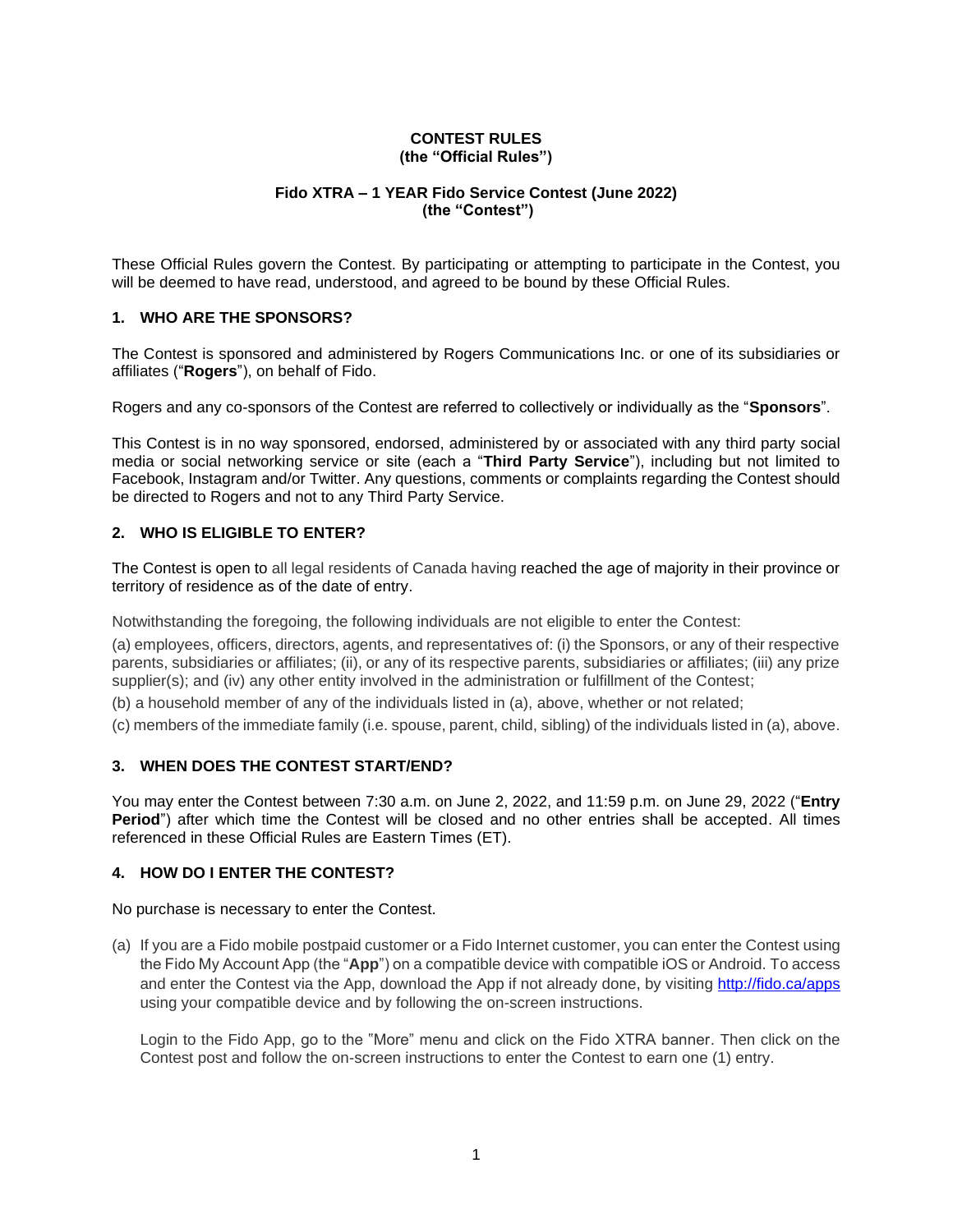**CONTEST RULES**
**(the "Official Rules")**

**Fido XTRA – 1 YEAR Fido Service Contest (June 2022)**
**(the "Contest")**

These Official Rules govern the Contest. By participating or attempting to participate in the Contest, you will be deemed to have read, understood, and agreed to be bound by these Official Rules.

## 1. WHO ARE THE SPONSORS?

The Contest is sponsored and administered by Rogers Communications Inc. or one of its subsidiaries or affiliates ("**Rogers**"), on behalf of Fido.

Rogers and any co-sponsors of the Contest are referred to collectively or individually as the "**Sponsors**".

This Contest is in no way sponsored, endorsed, administered by or associated with any third party social media or social networking service or site (each a "**Third Party Service**"), including but not limited to Facebook, Instagram and/or Twitter. Any questions, comments or complaints regarding the Contest should be directed to Rogers and not to any Third Party Service.

## 2. WHO IS ELIGIBLE TO ENTER?

The Contest is open to all legal residents of Canada having reached the age of majority in their province or territory of residence as of the date of entry.

Notwithstanding the foregoing, the following individuals are not eligible to enter the Contest:

(a) employees, officers, directors, agents, and representatives of: (i) the Sponsors, or any of their respective parents, subsidiaries or affiliates; (ii), or any of its respective parents, subsidiaries or affiliates; (iii) any prize supplier(s); and (iv) any other entity involved in the administration or fulfillment of the Contest;

(b) a household member of any of the individuals listed in (a), above, whether or not related;

(c) members of the immediate family (i.e. spouse, parent, child, sibling) of the individuals listed in (a), above.

## 3. WHEN DOES THE CONTEST START/END?

You may enter the Contest between 7:30 a.m. on June 2, 2022, and 11:59 p.m. on June 29, 2022 ("**Entry Period**") after which time the Contest will be closed and no other entries shall be accepted. All times referenced in these Official Rules are Eastern Times (ET).

## 4. HOW DO I ENTER THE CONTEST?

No purchase is necessary to enter the Contest.

(a) If you are a Fido mobile postpaid customer or a Fido Internet customer, you can enter the Contest using the Fido My Account App (the "**App**") on a compatible device with compatible iOS or Android. To access and enter the Contest via the App, download the App if not already done, by visiting http://fido.ca/apps using your compatible device and by following the on-screen instructions.

Login to the Fido App, go to the "More" menu and click on the Fido XTRA banner. Then click on the Contest post and follow the on-screen instructions to enter the Contest to earn one (1) entry.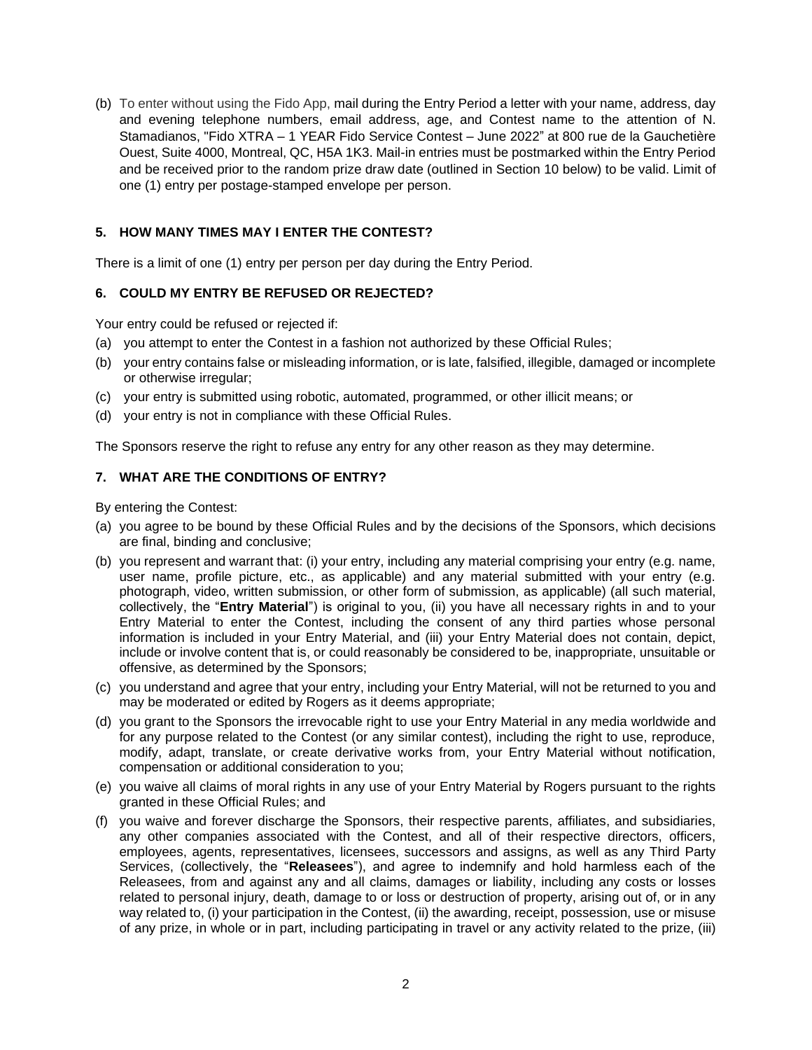(b) To enter without using the Fido App, mail during the Entry Period a letter with your name, address, day and evening telephone numbers, email address, age, and Contest name to the attention of N. Stamadianos, "Fido XTRA – 1 YEAR Fido Service Contest – June 2022" at 800 rue de la Gauchetière Ouest, Suite 4000, Montreal, QC, H5A 1K3. Mail-in entries must be postmarked within the Entry Period and be received prior to the random prize draw date (outlined in Section 10 below) to be valid. Limit of one (1) entry per postage-stamped envelope per person.

## 5. HOW MANY TIMES MAY I ENTER THE CONTEST?

There is a limit of one (1) entry per person per day during the Entry Period.

## 6. COULD MY ENTRY BE REFUSED OR REJECTED?

Your entry could be refused or rejected if:

(a) you attempt to enter the Contest in a fashion not authorized by these Official Rules;

(b) your entry contains false or misleading information, or is late, falsified, illegible, damaged or incomplete or otherwise irregular;

(c) your entry is submitted using robotic, automated, programmed, or other illicit means; or

(d) your entry is not in compliance with these Official Rules.

The Sponsors reserve the right to refuse any entry for any other reason as they may determine.

## 7. WHAT ARE THE CONDITIONS OF ENTRY?

By entering the Contest:

(a) you agree to be bound by these Official Rules and by the decisions of the Sponsors, which decisions are final, binding and conclusive;

(b) you represent and warrant that: (i) your entry, including any material comprising your entry (e.g. name, user name, profile picture, etc., as applicable) and any material submitted with your entry (e.g. photograph, video, written submission, or other form of submission, as applicable) (all such material, collectively, the "**Entry Material**") is original to you, (ii) you have all necessary rights in and to your Entry Material to enter the Contest, including the consent of any third parties whose personal information is included in your Entry Material, and (iii) your Entry Material does not contain, depict, include or involve content that is, or could reasonably be considered to be, inappropriate, unsuitable or offensive, as determined by the Sponsors;

(c) you understand and agree that your entry, including your Entry Material, will not be returned to you and may be moderated or edited by Rogers as it deems appropriate;

(d) you grant to the Sponsors the irrevocable right to use your Entry Material in any media worldwide and for any purpose related to the Contest (or any similar contest), including the right to use, reproduce, modify, adapt, translate, or create derivative works from, your Entry Material without notification, compensation or additional consideration to you;

(e) you waive all claims of moral rights in any use of your Entry Material by Rogers pursuant to the rights granted in these Official Rules; and

(f) you waive and forever discharge the Sponsors, their respective parents, affiliates, and subsidiaries, any other companies associated with the Contest, and all of their respective directors, officers, employees, agents, representatives, licensees, successors and assigns, as well as any Third Party Services, (collectively, the "**Releasees**"), and agree to indemnify and hold harmless each of the Releasees, from and against any and all claims, damages or liability, including any costs or losses related to personal injury, death, damage to or loss or destruction of property, arising out of, or in any way related to, (i) your participation in the Contest, (ii) the awarding, receipt, possession, use or misuse of any prize, in whole or in part, including participating in travel or any activity related to the prize, (iii)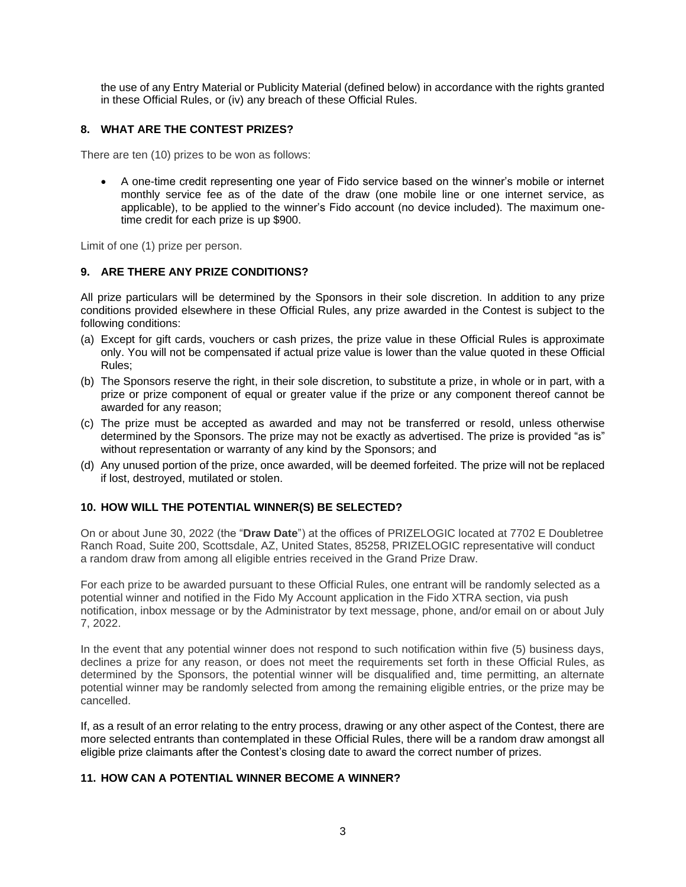the use of any Entry Material or Publicity Material (defined below) in accordance with the rights granted in these Official Rules, or (iv) any breach of these Official Rules.

### 8. WHAT ARE THE CONTEST PRIZES?

There are ten (10) prizes to be won as follows:

- A one-time credit representing one year of Fido service based on the winner's mobile or internet monthly service fee as of the date of the draw (one mobile line or one internet service, as applicable), to be applied to the winner's Fido account (no device included). The maximum one-time credit for each prize is up $900.

Limit of one (1) prize per person.

### 9. ARE THERE ANY PRIZE CONDITIONS?

All prize particulars will be determined by the Sponsors in their sole discretion. In addition to any prize conditions provided elsewhere in these Official Rules, any prize awarded in the Contest is subject to the following conditions:

(a) Except for gift cards, vouchers or cash prizes, the prize value in these Official Rules is approximate only. You will not be compensated if actual prize value is lower than the value quoted in these Official Rules;

(b) The Sponsors reserve the right, in their sole discretion, to substitute a prize, in whole or in part, with a prize or prize component of equal or greater value if the prize or any component thereof cannot be awarded for any reason;

(c) The prize must be accepted as awarded and may not be transferred or resold, unless otherwise determined by the Sponsors. The prize may not be exactly as advertised. The prize is provided "as is" without representation or warranty of any kind by the Sponsors; and

(d) Any unused portion of the prize, once awarded, will be deemed forfeited. The prize will not be replaced if lost, destroyed, mutilated or stolen.

### 10. HOW WILL THE POTENTIAL WINNER(S) BE SELECTED?

On or about June 30, 2022 (the "**Draw Date**") at the offices of PRIZELOGIC located at 7702 E Doubletree Ranch Road, Suite 200, Scottsdale, AZ, United States, 85258, PRIZELOGIC representative will conduct a random draw from among all eligible entries received in the Grand Prize Draw.

For each prize to be awarded pursuant to these Official Rules, one entrant will be randomly selected as a potential winner and notified in the Fido My Account application in the Fido XTRA section, via push notification, inbox message or by the Administrator by text message, phone, and/or email on or about July 7, 2022.

In the event that any potential winner does not respond to such notification within five (5) business days, declines a prize for any reason, or does not meet the requirements set forth in these Official Rules, as determined by the Sponsors, the potential winner will be disqualified and, time permitting, an alternate potential winner may be randomly selected from among the remaining eligible entries, or the prize may be cancelled.

If, as a result of an error relating to the entry process, drawing or any other aspect of the Contest, there are more selected entrants than contemplated in these Official Rules, there will be a random draw amongst all eligible prize claimants after the Contest's closing date to award the correct number of prizes.

### 11. HOW CAN A POTENTIAL WINNER BECOME A WINNER?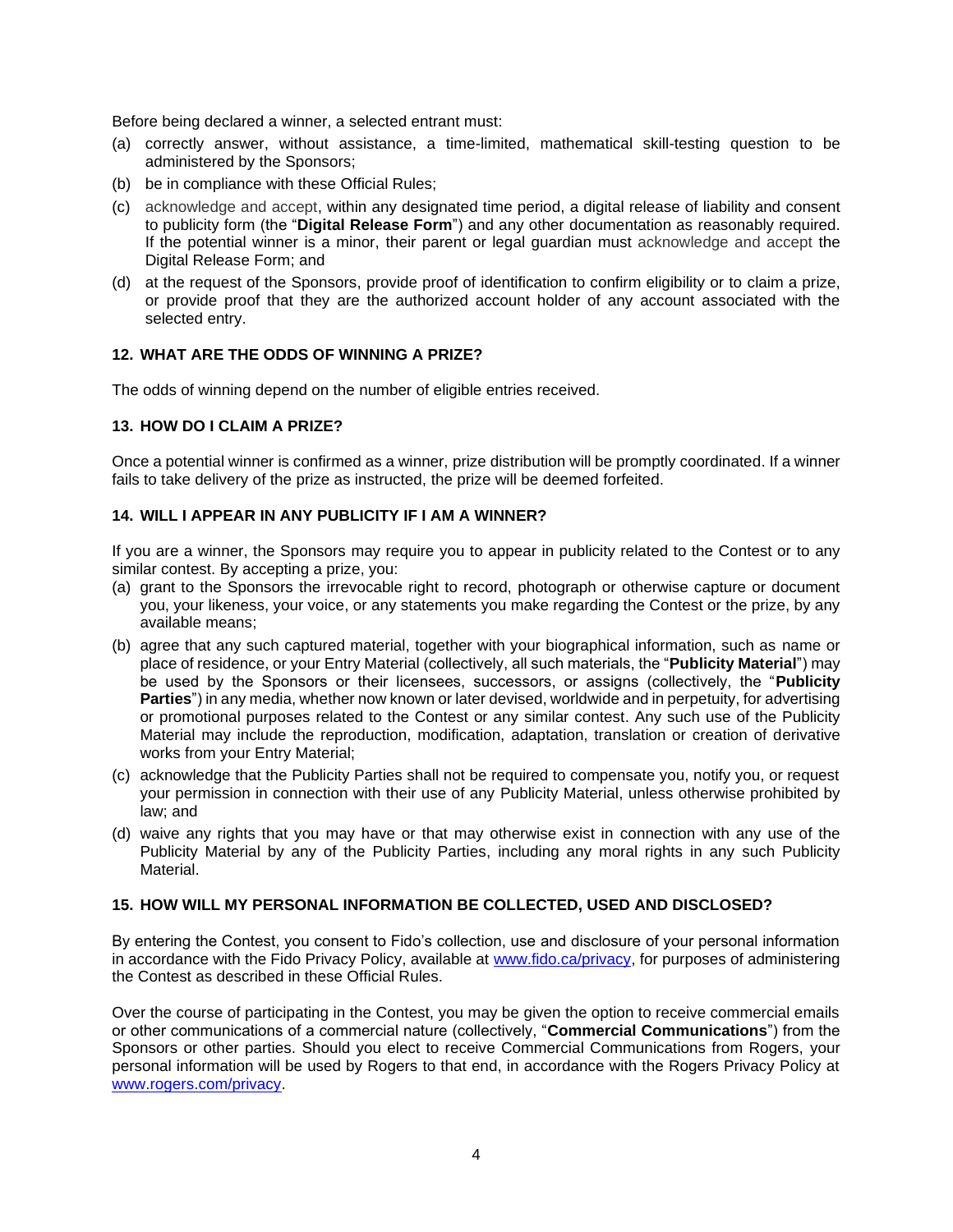Before being declared a winner, a selected entrant must:

(a) correctly answer, without assistance, a time-limited, mathematical skill-testing question to be administered by the Sponsors;

(b) be in compliance with these Official Rules;

(c) acknowledge and accept, within any designated time period, a digital release of liability and consent to publicity form (the "**Digital Release Form**") and any other documentation as reasonably required. If the potential winner is a minor, their parent or legal guardian must acknowledge and accept the Digital Release Form; and

(d) at the request of the Sponsors, provide proof of identification to confirm eligibility or to claim a prize, or provide proof that they are the authorized account holder of any account associated with the selected entry.

### 12. WHAT ARE THE ODDS OF WINNING A PRIZE?

The odds of winning depend on the number of eligible entries received.

### 13. HOW DO I CLAIM A PRIZE?

Once a potential winner is confirmed as a winner, prize distribution will be promptly coordinated. If a winner fails to take delivery of the prize as instructed, the prize will be deemed forfeited.

### 14. WILL I APPEAR IN ANY PUBLICITY IF I AM A WINNER?

If you are a winner, the Sponsors may require you to appear in publicity related to the Contest or to any similar contest. By accepting a prize, you:

(a) grant to the Sponsors the irrevocable right to record, photograph or otherwise capture or document you, your likeness, your voice, or any statements you make regarding the Contest or the prize, by any available means;

(b) agree that any such captured material, together with your biographical information, such as name or place of residence, or your Entry Material (collectively, all such materials, the "**Publicity Material**") may be used by the Sponsors or their licensees, successors, or assigns (collectively, the "**Publicity Parties**") in any media, whether now known or later devised, worldwide and in perpetuity, for advertising or promotional purposes related to the Contest or any similar contest. Any such use of the Publicity Material may include the reproduction, modification, adaptation, translation or creation of derivative works from your Entry Material;

(c) acknowledge that the Publicity Parties shall not be required to compensate you, notify you, or request your permission in connection with their use of any Publicity Material, unless otherwise prohibited by law; and

(d) waive any rights that you may have or that may otherwise exist in connection with any use of the Publicity Material by any of the Publicity Parties, including any moral rights in any such Publicity Material.

### 15. HOW WILL MY PERSONAL INFORMATION BE COLLECTED, USED AND DISCLOSED?

By entering the Contest, you consent to Fido's collection, use and disclosure of your personal information in accordance with the Fido Privacy Policy, available at [www.fido.ca/privacy](www.fido.ca/privacy), for purposes of administering the Contest as described in these Official Rules.

Over the course of participating in the Contest, you may be given the option to receive commercial emails or other communications of a commercial nature (collectively, "**Commercial Communications**") from the Sponsors or other parties. Should you elect to receive Commercial Communications from Rogers, your personal information will be used by Rogers to that end, in accordance with the Rogers Privacy Policy at [www.rogers.com/privacy](www.rogers.com/privacy).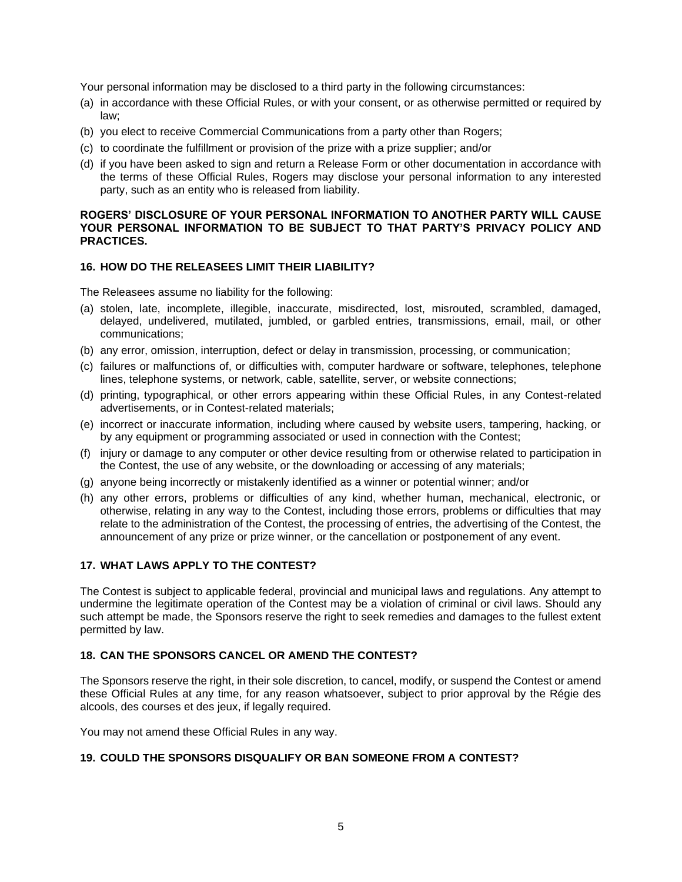Your personal information may be disclosed to a third party in the following circumstances:

(a) in accordance with these Official Rules, or with your consent, or as otherwise permitted or required by law;
(b) you elect to receive Commercial Communications from a party other than Rogers;
(c) to coordinate the fulfillment or provision of the prize with a prize supplier; and/or
(d) if you have been asked to sign and return a Release Form or other documentation in accordance with the terms of these Official Rules, Rogers may disclose your personal information to any interested party, such as an entity who is released from liability.

**ROGERS' DISCLOSURE OF YOUR PERSONAL INFORMATION TO ANOTHER PARTY WILL CAUSE YOUR PERSONAL INFORMATION TO BE SUBJECT TO THAT PARTY'S PRIVACY POLICY AND PRACTICES.**

## 16. HOW DO THE RELEASEES LIMIT THEIR LIABILITY?

The Releasees assume no liability for the following:

(a) stolen, late, incomplete, illegible, inaccurate, misdirected, lost, misrouted, scrambled, damaged, delayed, undelivered, mutilated, jumbled, or garbled entries, transmissions, email, mail, or other communications;
(b) any error, omission, interruption, defect or delay in transmission, processing, or communication;
(c) failures or malfunctions of, or difficulties with, computer hardware or software, telephones, telephone lines, telephone systems, or network, cable, satellite, server, or website connections;
(d) printing, typographical, or other errors appearing within these Official Rules, in any Contest-related advertisements, or in Contest-related materials;
(e) incorrect or inaccurate information, including where caused by website users, tampering, hacking, or by any equipment or programming associated or used in connection with the Contest;
(f) injury or damage to any computer or other device resulting from or otherwise related to participation in the Contest, the use of any website, or the downloading or accessing of any materials;
(g) anyone being incorrectly or mistakenly identified as a winner or potential winner; and/or
(h) any other errors, problems or difficulties of any kind, whether human, mechanical, electronic, or otherwise, relating in any way to the Contest, including those errors, problems or difficulties that may relate to the administration of the Contest, the processing of entries, the advertising of the Contest, the announcement of any prize or prize winner, or the cancellation or postponement of any event.

## 17. WHAT LAWS APPLY TO THE CONTEST?

The Contest is subject to applicable federal, provincial and municipal laws and regulations. Any attempt to undermine the legitimate operation of the Contest may be a violation of criminal or civil laws. Should any such attempt be made, the Sponsors reserve the right to seek remedies and damages to the fullest extent permitted by law.

## 18. CAN THE SPONSORS CANCEL OR AMEND THE CONTEST?

The Sponsors reserve the right, in their sole discretion, to cancel, modify, or suspend the Contest or amend these Official Rules at any time, for any reason whatsoever, subject to prior approval by the Régie des alcools, des courses et des jeux, if legally required.

You may not amend these Official Rules in any way.

## 19. COULD THE SPONSORS DISQUALIFY OR BAN SOMEONE FROM A CONTEST?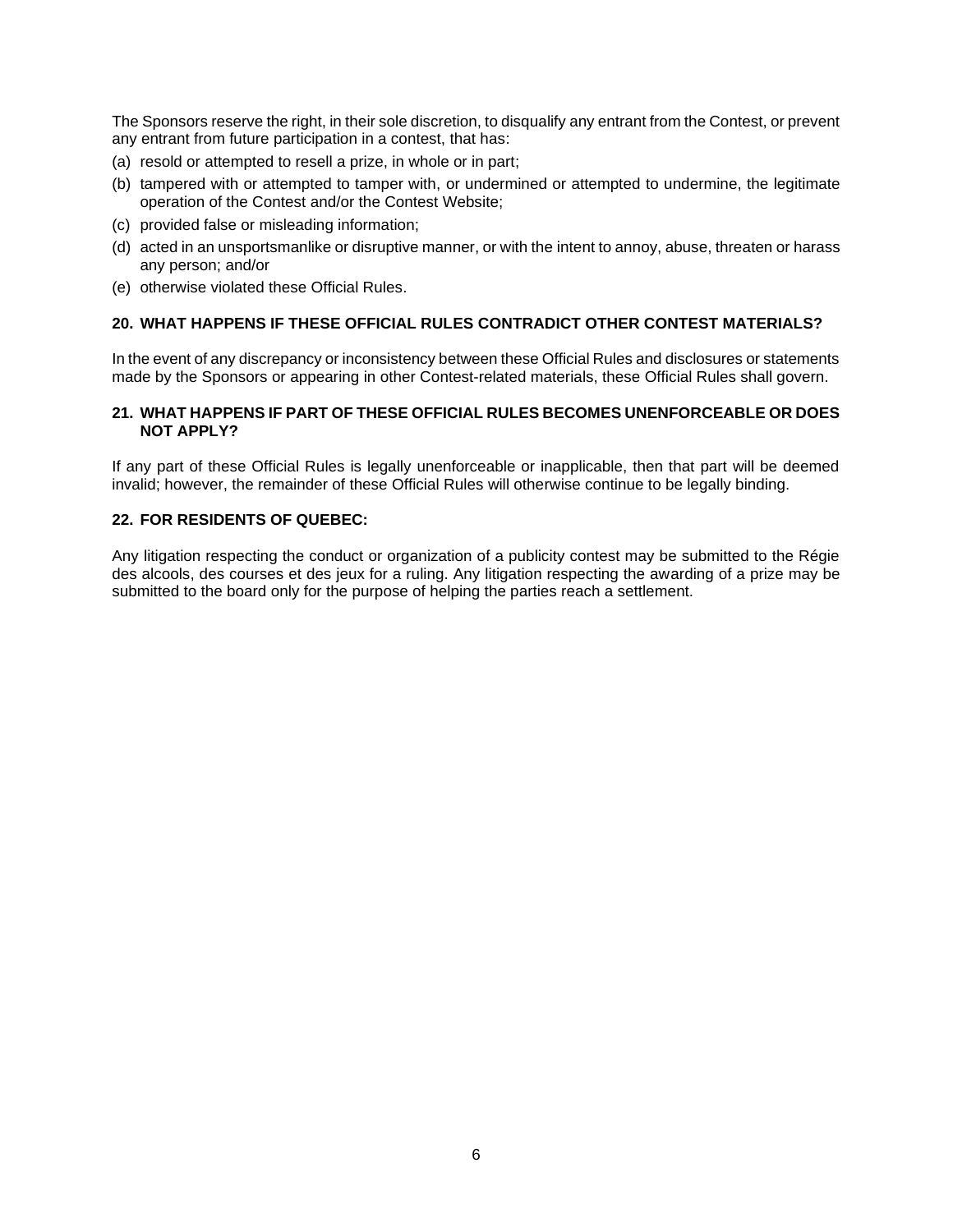The Sponsors reserve the right, in their sole discretion, to disqualify any entrant from the Contest, or prevent any entrant from future participation in a contest, that has:

(a) resold or attempted to resell a prize, in whole or in part;

(b) tampered with or attempted to tamper with, or undermined or attempted to undermine, the legitimate operation of the Contest and/or the Contest Website;

(c) provided false or misleading information;

(d) acted in an unsportsmanlike or disruptive manner, or with the intent to annoy, abuse, threaten or harass any person; and/or

(e) otherwise violated these Official Rules.

## 20. WHAT HAPPENS IF THESE OFFICIAL RULES CONTRADICT OTHER CONTEST MATERIALS?

In the event of any discrepancy or inconsistency between these Official Rules and disclosures or statements made by the Sponsors or appearing in other Contest-related materials, these Official Rules shall govern.

## 21. WHAT HAPPENS IF PART OF THESE OFFICIAL RULES BECOMES UNENFORCEABLE OR DOES NOT APPLY?

If any part of these Official Rules is legally unenforceable or inapplicable, then that part will be deemed invalid; however, the remainder of these Official Rules will otherwise continue to be legally binding.

## 22. FOR RESIDENTS OF QUEBEC:

Any litigation respecting the conduct or organization of a publicity contest may be submitted to the Régie des alcools, des courses et des jeux for a ruling. Any litigation respecting the awarding of a prize may be submitted to the board only for the purpose of helping the parties reach a settlement.